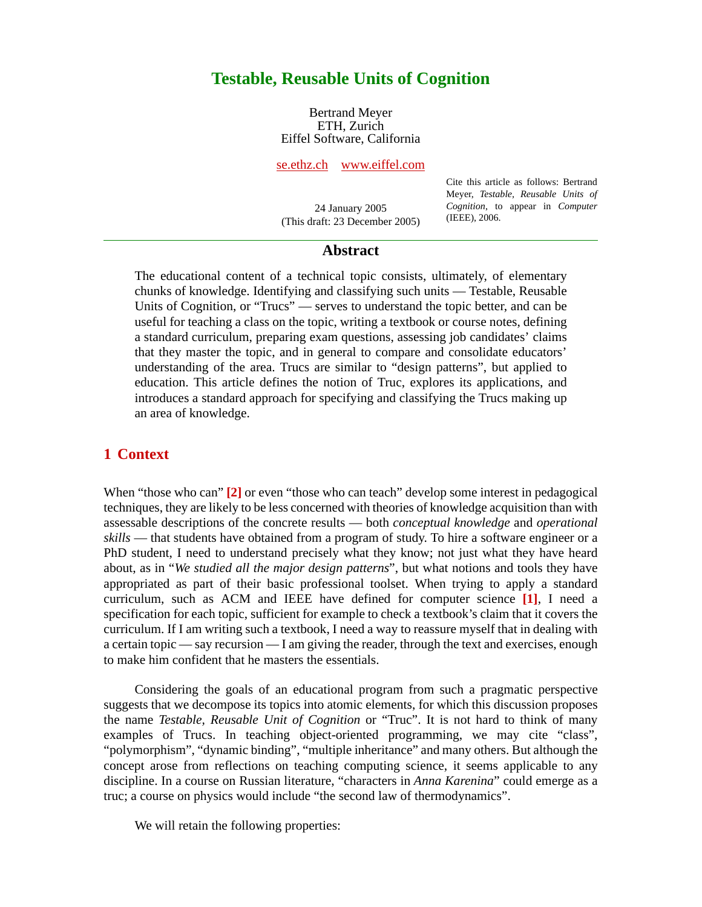# Testable, Reusable Units of Cognition

Bertrand Meyer
ETH, Zurich
Eiffel Software, California

se.ethz.ch    www.eiffel.com

24 January 2005
(This draft: 23 December 2005)

Cite this article as follows: Bertrand Meyer, *Testable, Reusable Units of Cognition*, to appear in *Computer* (IEEE), 2006.

---

## Abstract

The educational content of a technical topic consists, ultimately, of elementary chunks of knowledge. Identifying and classifying such units — Testable, Reusable Units of Cognition, or "Trucs" — serves to understand the topic better, and can be useful for teaching a class on the topic, writing a textbook or course notes, defining a standard curriculum, preparing exam questions, assessing job candidates' claims that they master the topic, and in general to compare and consolidate educators' understanding of the area. Trucs are similar to "design patterns", but applied to education. This article defines the notion of Truc, explores its applications, and introduces a standard approach for specifying and classifying the Trucs making up an area of knowledge.

## 1 Context

When "those who can" **[2]** or even "those who can teach" develop some interest in pedagogical techniques, they are likely to be less concerned with theories of knowledge acquisition than with assessable descriptions of the concrete results — both *conceptual knowledge* and *operational skills* — that students have obtained from a program of study. To hire a software engineer or a PhD student, I need to understand precisely what they know; not just what they have heard about, as in "*We studied all the major design patterns*", but what notions and tools they have appropriated as part of their basic professional toolset. When trying to apply a standard curriculum, such as ACM and IEEE have defined for computer science **[1]**, I need a specification for each topic, sufficient for example to check a textbook's claim that it covers the curriculum. If I am writing such a textbook, I need a way to reassure myself that in dealing with a certain topic — say recursion — I am giving the reader, through the text and exercises, enough to make him confident that he masters the essentials.

Considering the goals of an educational program from such a pragmatic perspective suggests that we decompose its topics into atomic elements, for which this discussion proposes the name *Testable, Reusable Unit of Cognition* or "Truc". It is not hard to think of many examples of Trucs. In teaching object-oriented programming, we may cite "class", "polymorphism", "dynamic binding", "multiple inheritance" and many others. But although the concept arose from reflections on teaching computing science, it seems applicable to any discipline. In a course on Russian literature, "characters in *Anna Karenina*" could emerge as a truc; a course on physics would include "the second law of thermodynamics".

We will retain the following properties: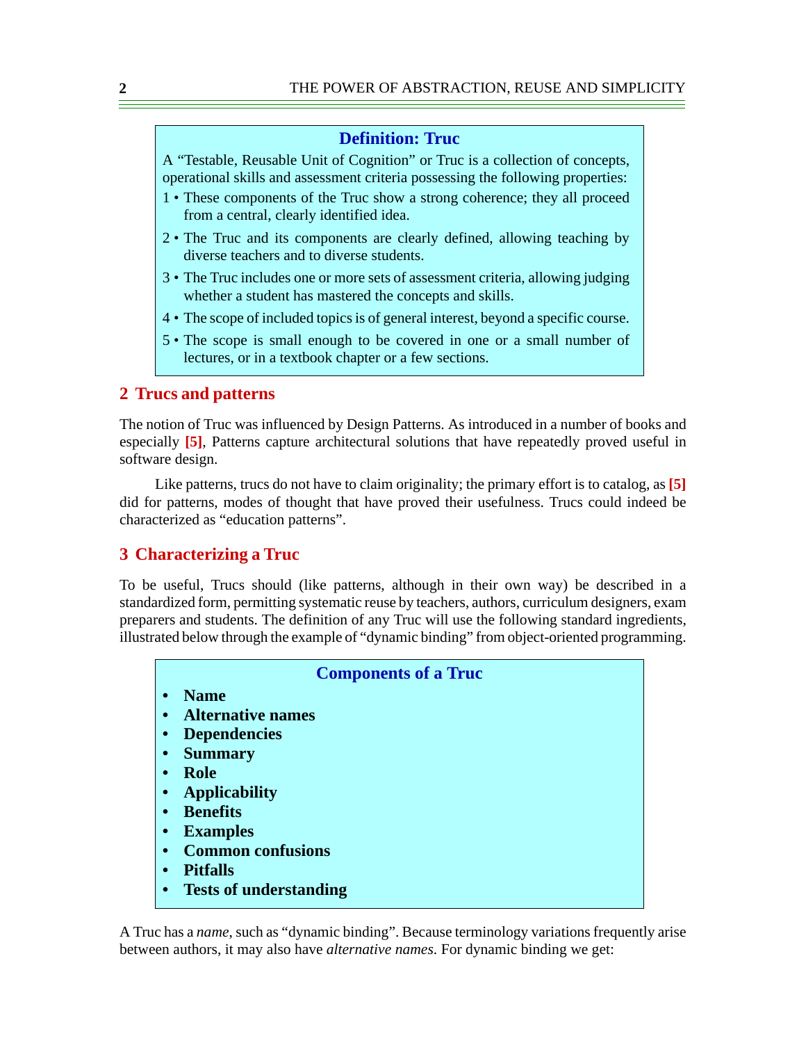**Definition: Truc**

A "Testable, Reusable Unit of Cognition" or Truc is a collection of concepts, operational skills and assessment criteria possessing the following properties:

1 • These components of the Truc show a strong coherence; they all proceed from a central, clearly identified idea.

2 • The Truc and its components are clearly defined, allowing teaching by diverse teachers and to diverse students.

3 • The Truc includes one or more sets of assessment criteria, allowing judging whether a student has mastered the concepts and skills.

4 • The scope of included topics is of general interest, beyond a specific course.

5 • The scope is small enough to be covered in one or a small number of lectures, or in a textbook chapter or a few sections.

## 2 Trucs and patterns

The notion of Truc was influenced by Design Patterns. As introduced in a number of books and especially [5], Patterns capture architectural solutions that have repeatedly proved useful in software design.

Like patterns, trucs do not have to claim originality; the primary effort is to catalog, as [5] did for patterns, modes of thought that have proved their usefulness. Trucs could indeed be characterized as "education patterns".

## 3 Characterizing a Truc

To be useful, Trucs should (like patterns, although in their own way) be described in a standardized form, permitting systematic reuse by teachers, authors, curriculum designers, exam preparers and students. The definition of any Truc will use the following standard ingredients, illustrated below through the example of "dynamic binding" from object-oriented programming.

**Components of a Truc**

- **Name**
- **Alternative names**
- **Dependencies**
- **Summary**
- **Role**
- **Applicability**
- **Benefits**
- **Examples**
- **Common confusions**
- **Pitfalls**
- **Tests of understanding**

A Truc has a *name*, such as "dynamic binding". Because terminology variations frequently arise between authors, it may also have *alternative names*. For dynamic binding we get: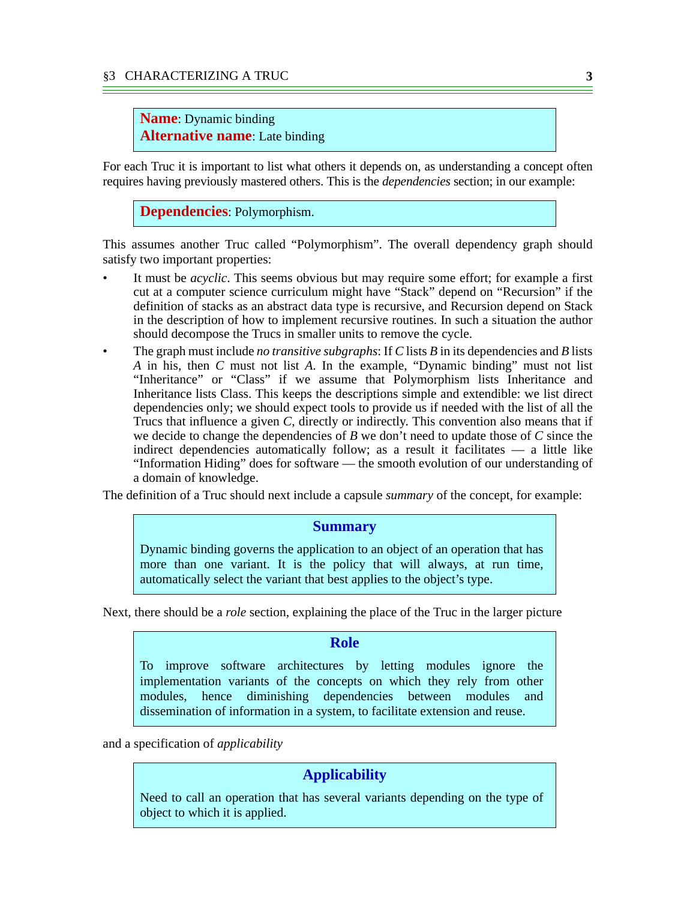**Name**: Dynamic binding
**Alternative name**: Late binding

For each Truc it is important to list what others it depends on, as understanding a concept often requires having previously mastered others. This is the *dependencies* section; in our example:

**Dependencies**: Polymorphism.

This assumes another Truc called "Polymorphism". The overall dependency graph should satisfy two important properties:

- It must be *acyclic*. This seems obvious but may require some effort; for example a first cut at a computer science curriculum might have "Stack" depend on "Recursion" if the definition of stacks as an abstract data type is recursive, and Recursion depend on Stack in the description of how to implement recursive routines. In such a situation the author should decompose the Trucs in smaller units to remove the cycle.
- The graph must include *no transitive subgraphs*: If *C* lists *B* in its dependencies and *B* lists *A* in his, then *C* must not list *A*. In the example, "Dynamic binding" must not list "Inheritance" or "Class" if we assume that Polymorphism lists Inheritance and Inheritance lists Class. This keeps the descriptions simple and extendible: we list direct dependencies only; we should expect tools to provide us if needed with the list of all the Trucs that influence a given *C*, directly or indirectly. This convention also means that if we decide to change the dependencies of *B* we don't need to update those of *C* since the indirect dependencies automatically follow; as a result it facilitates — a little like "Information Hiding" does for software — the smooth evolution of our understanding of a domain of knowledge.

The definition of a Truc should next include a capsule *summary* of the concept, for example:

**Summary**

Dynamic binding governs the application to an object of an operation that has more than one variant. It is the policy that will always, at run time, automatically select the variant that best applies to the object's type.

Next, there should be a *role* section, explaining the place of the Truc in the larger picture

**Role**

To improve software architectures by letting modules ignore the implementation variants of the concepts on which they rely from other modules, hence diminishing dependencies between modules and dissemination of information in a system, to facilitate extension and reuse.

and a specification of *applicability*

**Applicability**

Need to call an operation that has several variants depending on the type of object to which it is applied.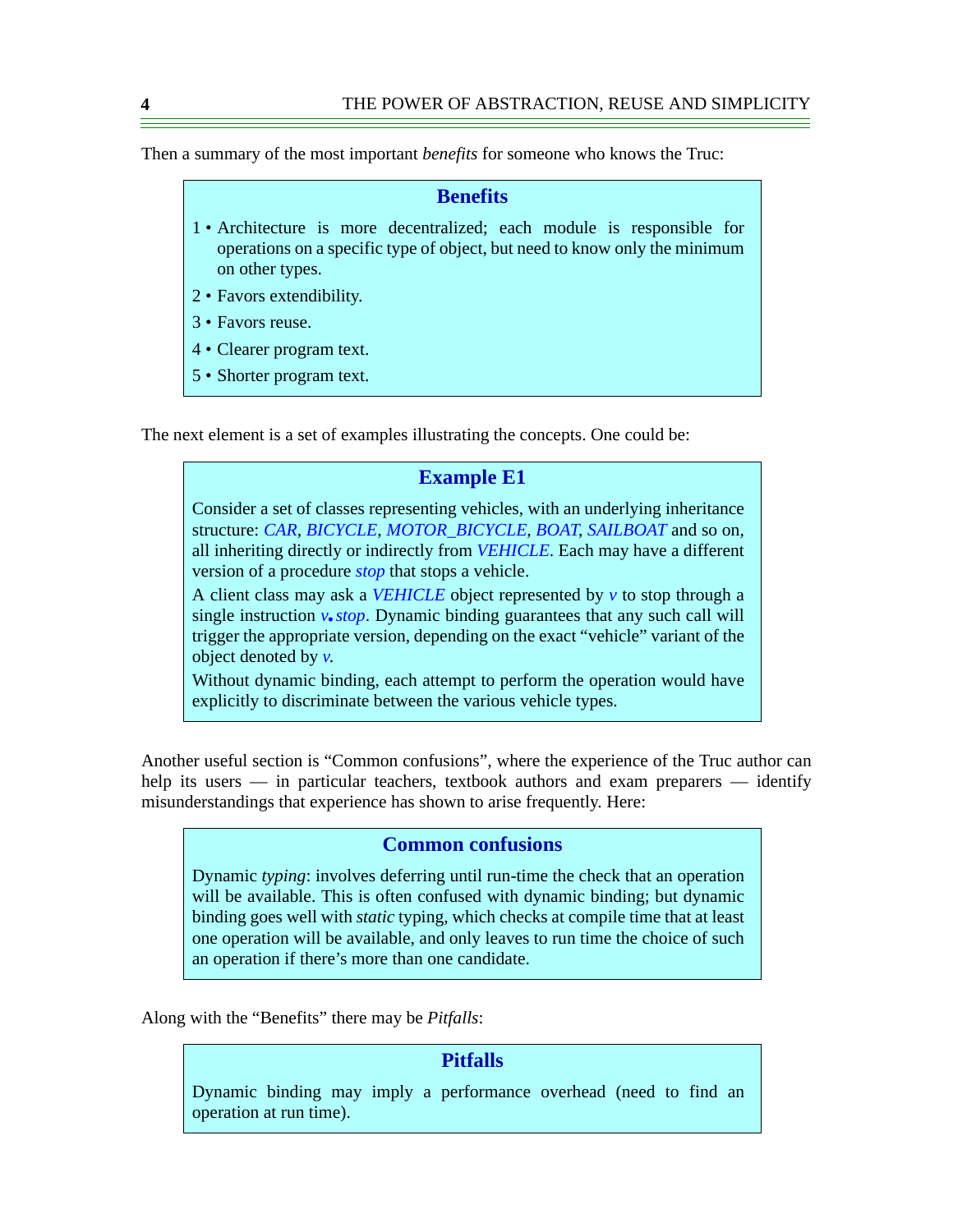Then a summary of the most important *benefits* for someone who knows the Truc:

> **Benefits**
>
> 1 • Architecture is more decentralized; each module is responsible for operations on a specific type of object, but need to know only the minimum on other types.
>
> 2 • Favors extendibility.
>
> 3 • Favors reuse.
>
> 4 • Clearer program text.
>
> 5 • Shorter program text.

The next element is a set of examples illustrating the concepts. One could be:

> **Example E1**
>
> Consider a set of classes representing vehicles, with an underlying inheritance structure: *CAR*, *BICYCLE*, *MOTOR_BICYCLE*, *BOAT*, *SAILBOAT* and so on, all inheriting directly or indirectly from *VEHICLE*. Each may have a different version of a procedure *stop* that stops a vehicle.
>
> A client class may ask a *VEHICLE* object represented by *v* to stop through a single instruction *v.stop*. Dynamic binding guarantees that any such call will trigger the appropriate version, depending on the exact “vehicle” variant of the object denoted by *v*.
>
> Without dynamic binding, each attempt to perform the operation would have explicitly to discriminate between the various vehicle types.

Another useful section is “Common confusions”, where the experience of the Truc author can help its users — in particular teachers, textbook authors and exam preparers — identify misunderstandings that experience has shown to arise frequently. Here:

> **Common confusions**
>
> Dynamic *typing*: involves deferring until run-time the check that an operation will be available. This is often confused with dynamic binding; but dynamic binding goes well with *static* typing, which checks at compile time that at least one operation will be available, and only leaves to run time the choice of such an operation if there’s more than one candidate.

Along with the “Benefits” there may be *Pitfalls*:

> **Pitfalls**
>
> Dynamic binding may imply a performance overhead (need to find an operation at run time).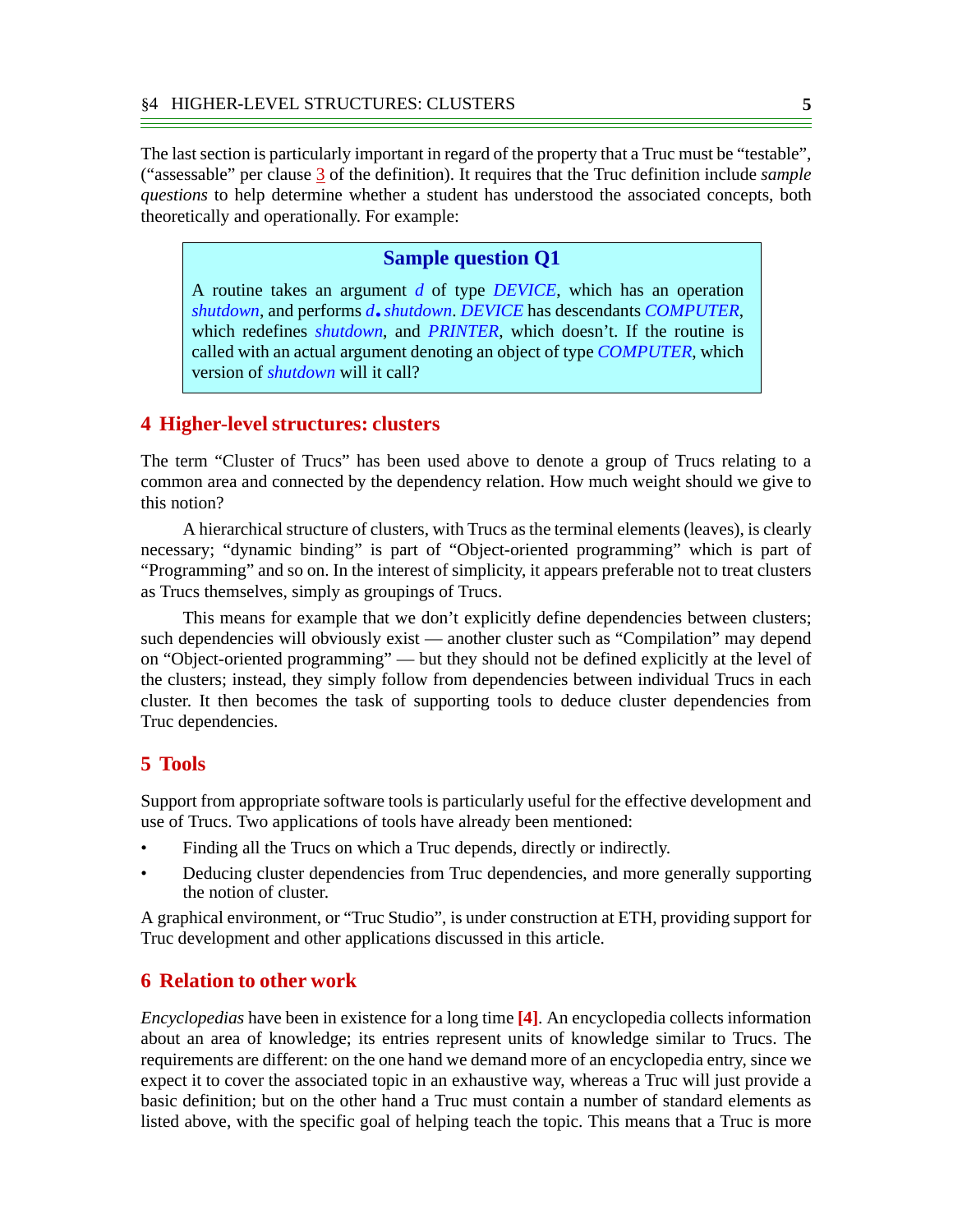The last section is particularly important in regard of the property that a Truc must be "testable", ("assessable" per clause 3 of the definition). It requires that the Truc definition include *sample questions* to help determine whether a student has understood the associated concepts, both theoretically and operationally. For example:

> **Sample question Q1**
>
> A routine takes an argument *d* of type *DEVICE*, which has an operation *shutdown*, and performs *d*.*shutdown*. *DEVICE* has descendants *COMPUTER*, which redefines *shutdown*, and *PRINTER*, which doesn't. If the routine is called with an actual argument denoting an object of type *COMPUTER*, which version of *shutdown* will it call?

## 4 Higher-level structures: clusters

The term "Cluster of Trucs" has been used above to denote a group of Trucs relating to a common area and connected by the dependency relation. How much weight should we give to this notion?

A hierarchical structure of clusters, with Trucs as the terminal elements (leaves), is clearly necessary; "dynamic binding" is part of "Object-oriented programming" which is part of "Programming" and so on. In the interest of simplicity, it appears preferable not to treat clusters as Trucs themselves, simply as groupings of Trucs.

This means for example that we don't explicitly define dependencies between clusters; such dependencies will obviously exist — another cluster such as "Compilation" may depend on "Object-oriented programming" — but they should not be defined explicitly at the level of the clusters; instead, they simply follow from dependencies between individual Trucs in each cluster. It then becomes the task of supporting tools to deduce cluster dependencies from Truc dependencies.

## 5 Tools

Support from appropriate software tools is particularly useful for the effective development and use of Trucs. Two applications of tools have already been mentioned:

- Finding all the Trucs on which a Truc depends, directly or indirectly.
- Deducing cluster dependencies from Truc dependencies, and more generally supporting the notion of cluster.

A graphical environment, or "Truc Studio", is under construction at ETH, providing support for Truc development and other applications discussed in this article.

## 6 Relation to other work

*Encyclopedias* have been in existence for a long time **[4]**. An encyclopedia collects information about an area of knowledge; its entries represent units of knowledge similar to Trucs. The requirements are different: on the one hand we demand more of an encyclopedia entry, since we expect it to cover the associated topic in an exhaustive way, whereas a Truc will just provide a basic definition; but on the other hand a Truc must contain a number of standard elements as listed above, with the specific goal of helping teach the topic. This means that a Truc is more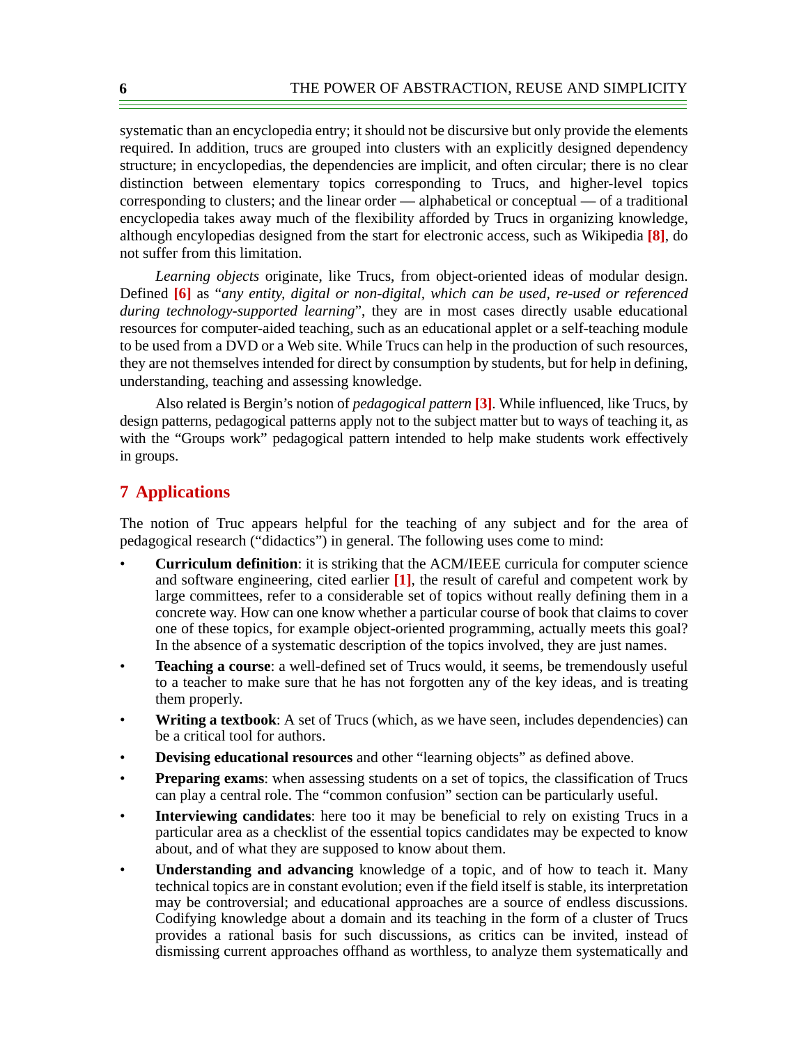systematic than an encyclopedia entry; it should not be discursive but only provide the elements required. In addition, trucs are grouped into clusters with an explicitly designed dependency structure; in encyclopedias, the dependencies are implicit, and often circular; there is no clear distinction between elementary topics corresponding to Trucs, and higher-level topics corresponding to clusters; and the linear order — alphabetical or conceptual — of a traditional encyclopedia takes away much of the flexibility afforded by Trucs in organizing knowledge, although encylopedias designed from the start for electronic access, such as Wikipedia **[8]**, do not suffer from this limitation.

*Learning objects* originate, like Trucs, from object-oriented ideas of modular design. Defined **[6]** as "*any entity, digital or non-digital, which can be used, re-used or referenced during technology-supported learning*", they are in most cases directly usable educational resources for computer-aided teaching, such as an educational applet or a self-teaching module to be used from a DVD or a Web site. While Trucs can help in the production of such resources, they are not themselves intended for direct by consumption by students, but for help in defining, understanding, teaching and assessing knowledge.

Also related is Bergin's notion of *pedagogical pattern* **[3]**. While influenced, like Trucs, by design patterns, pedagogical patterns apply not to the subject matter but to ways of teaching it, as with the "Groups work" pedagogical pattern intended to help make students work effectively in groups.

## 7 Applications

The notion of Truc appears helpful for the teaching of any subject and for the area of pedagogical research ("didactics") in general. The following uses come to mind:

- **Curriculum definition**: it is striking that the ACM/IEEE curricula for computer science and software engineering, cited earlier **[1]**, the result of careful and competent work by large committees, refer to a considerable set of topics without really defining them in a concrete way. How can one know whether a particular course of book that claims to cover one of these topics, for example object-oriented programming, actually meets this goal? In the absence of a systematic description of the topics involved, they are just names.
- **Teaching a course**: a well-defined set of Trucs would, it seems, be tremendously useful to a teacher to make sure that he has not forgotten any of the key ideas, and is treating them properly.
- **Writing a textbook**: A set of Trucs (which, as we have seen, includes dependencies) can be a critical tool for authors.
- **Devising educational resources** and other "learning objects" as defined above.
- **Preparing exams**: when assessing students on a set of topics, the classification of Trucs can play a central role. The "common confusion" section can be particularly useful.
- **Interviewing candidates**: here too it may be beneficial to rely on existing Trucs in a particular area as a checklist of the essential topics candidates may be expected to know about, and of what they are supposed to know about them.
- **Understanding and advancing** knowledge of a topic, and of how to teach it. Many technical topics are in constant evolution; even if the field itself is stable, its interpretation may be controversial; and educational approaches are a source of endless discussions. Codifying knowledge about a domain and its teaching in the form of a cluster of Trucs provides a rational basis for such discussions, as critics can be invited, instead of dismissing current approaches offhand as worthless, to analyze them systematically and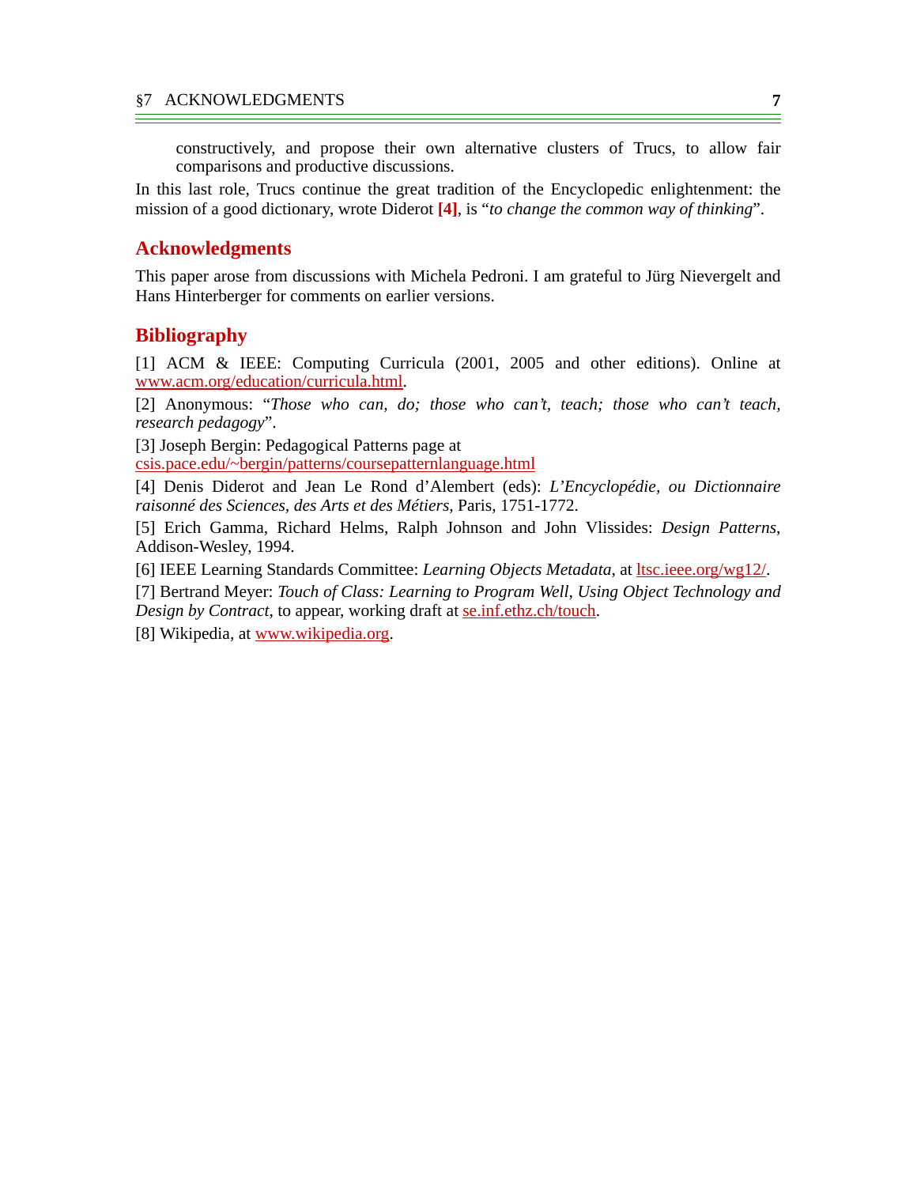constructively, and propose their own alternative clusters of Trucs, to allow fair comparisons and productive discussions.

In this last role, Trucs continue the great tradition of the Encyclopedic enlightenment: the mission of a good dictionary, wrote Diderot **[4]**, is "*to change the common way of thinking*".

## Acknowledgments

This paper arose from discussions with Michela Pedroni. I am grateful to Jürg Nievergelt and Hans Hinterberger for comments on earlier versions.

## Bibliography

[1] ACM & IEEE: Computing Curricula (2001, 2005 and other editions). Online at www.acm.org/education/curricula.html.

[2] Anonymous: "*Those who can, do; those who can't, teach; those who can't teach, research pedagogy*".

[3] Joseph Bergin: Pedagogical Patterns page at csis.pace.edu/~bergin/patterns/coursepatternlanguage.html

[4] Denis Diderot and Jean Le Rond d'Alembert (eds): *L'Encyclopédie, ou Dictionnaire raisonné des Sciences, des Arts et des Métiers*, Paris, 1751-1772.

[5] Erich Gamma, Richard Helms, Ralph Johnson and John Vlissides: *Design Patterns*, Addison-Wesley, 1994.

[6] IEEE Learning Standards Committee: *Learning Objects Metadata*, at ltsc.ieee.org/wg12/.

[7] Bertrand Meyer: *Touch of Class: Learning to Program Well, Using Object Technology and Design by Contract*, to appear, working draft at se.inf.ethz.ch/touch.

[8] Wikipedia, at www.wikipedia.org.